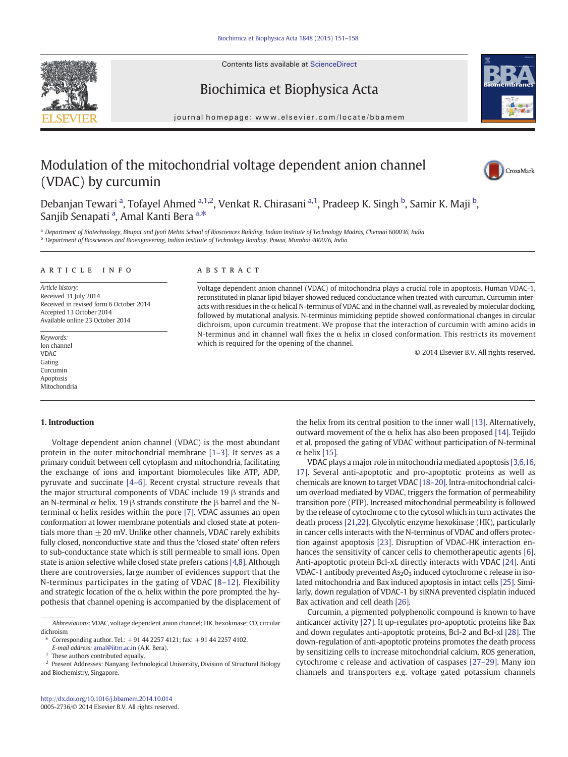# Modulation of the mitochondrial voltage dependent anion channel (VDAC) by curcumin

Debanjan Tewari [a], Tofayel Ahmed [a,1,2], Venkat R. Chirasani [a,1], Pradeep K. Singh [b], Samir K. Maji [b], Sanjib Senapati [a], Amal Kanti Bera [a,*]

[a] Department of Biotechnology, Bhupat and Jyoti Mehta School of Biosciences Building, Indian Institute of Technology Madras, Chennai 600036, India

[b] Department of Biosciences and Bioengineering, Indian Institute of Technology Bombay, Powai, Mumbai 400076, India

## ARTICLE INFO

*Article history:*
Received 31 July 2014
Received in revised form 6 October 2014
Accepted 13 October 2014
Available online 23 October 2014

*Keywords:*
Ion channel
VDAC
Gating
Curcumin
Apoptosis
Mitochondria

## ABSTRACT

Voltage dependent anion channel (VDAC) of mitochondria plays a crucial role in apoptosis. Human VDAC-1, reconstituted in planar lipid bilayer showed reduced conductance when treated with curcumin. Curcumin interacts with residues in the α helical N-terminus of VDAC and in the channel wall, as revealed by molecular docking, followed by mutational analysis. N-terminus mimicking peptide showed conformational changes in circular dichroism, upon curcumin treatment. We propose that the interaction of curcumin with amino acids in N-terminus and in channel wall fixes the α helix in closed conformation. This restricts its movement which is required for the opening of the channel.

© 2014 Elsevier B.V. All rights reserved.

## 1. Introduction

Voltage dependent anion channel (VDAC) is the most abundant protein in the outer mitochondrial membrane [1–3]. It serves as a primary conduit between cell cytoplasm and mitochondria, facilitating the exchange of ions and important biomolecules like ATP, ADP, pyruvate and succinate [4–6]. Recent crystal structure reveals that the major structural components of VDAC include 19 β strands and an N-terminal α helix. 19 β strands constitute the β barrel and the N-terminal α helix resides within the pore [7]. VDAC assumes an open conformation at lower membrane potentials and closed state at potentials more than ±20 mV. Unlike other channels, VDAC rarely exhibits fully closed, nonconductive state and thus the 'closed state' often refers to sub-conductance state which is still permeable to small ions. Open state is anion selective while closed state prefers cations [4,8]. Although there are controversies, large number of evidences support that the N-terminus participates in the gating of VDAC [8–12]. Flexibility and strategic location of the α helix within the pore prompted the hypothesis that channel opening is accompanied by the displacement of the helix from its central position to the inner wall [13]. Alternatively, outward movement of the α helix has also been proposed [14]. Teijido et al. proposed the gating of VDAC without participation of N-terminal α helix [15].

VDAC plays a major role in mitochondria mediated apoptosis [3,6,16, 17]. Several anti-apoptotic and pro-apoptotic proteins as well as chemicals are known to target VDAC [18–20]. Intra-mitochondrial calcium overload mediated by VDAC, triggers the formation of permeability transition pore (PTP). Increased mitochondrial permeability is followed by the release of cytochrome c to the cytosol which in turn activates the death process [21,22]. Glycolytic enzyme hexokinase (HK), particularly in cancer cells interacts with the N-terminus of VDAC and offers protection against apoptosis [23]. Disruption of VDAC-HK interaction enhances the sensitivity of cancer cells to chemotherapeutic agents [6]. Anti-apoptotic protein Bcl-xL directly interacts with VDAC [24]. Anti VDAC-1 antibody prevented $As_2O_3$ induced cytochrome c release in isolated mitochondria and Bax induced apoptosis in intact cells [25]. Similarly, down regulation of VDAC-1 by siRNA prevented cisplatin induced Bax activation and cell death [26].

Curcumin, a pigmented polyphenolic compound is known to have anticancer activity [27]. It up-regulates pro-apoptotic proteins like Bax and down regulates anti-apoptotic proteins, Bcl-2 and Bcl-xl [28]. The down-regulation of anti-apoptotic proteins promotes the death process by sensitizing cells to increase mitochondrial calcium, ROS generation, cytochrome c release and activation of caspases [27–29]. Many ion channels and transporters e.g. voltage gated potassium channels

*Abbreviations:* VDAC, voltage dependent anion channel; HK, hexokinase; CD, circular dichroism

\* Corresponding author. Tel.: +91 44 2257 4121; fax: +91 44 2257 4102.
*E-mail address:* amal@iitm.ac.in (A.K. Bera).

[1] These authors contributed equally.

[2] Present Addresses: Nanyang Technological University, Division of Structural Biology and Biochemistry, Singapore.

http://dx.doi.org/10.1016/j.bbamem.2014.10.014
0005-2736/© 2014 Elsevier B.V. All rights reserved.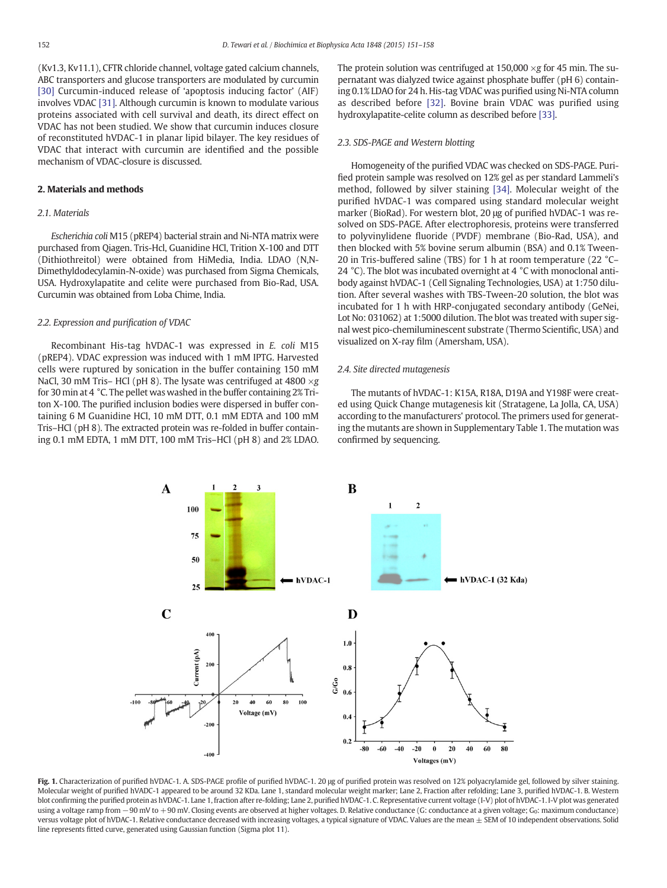(Kv1.3, Kv11.1), CFTR chloride channel, voltage gated calcium channels, ABC transporters and glucose transporters are modulated by curcumin [30] Curcumin-induced release of 'apoptosis inducing factor' (AIF) involves VDAC [31]. Although curcumin is known to modulate various proteins associated with cell survival and death, its direct effect on VDAC has not been studied. We show that curcumin induces closure of reconstituted hVDAC-1 in planar lipid bilayer. The key residues of VDAC that interact with curcumin are identified and the possible mechanism of VDAC-closure is discussed.

## 2. Materials and methods

### 2.1. Materials

*Escherichia coli* M15 (pREP4) bacterial strain and Ni-NTA matrix were purchased from Qiagen. Tris-Hcl, Guanidine HCl, Trition X-100 and DTT (Dithiothreitol) were obtained from HiMedia, India. LDAO (N,N-Dimethyldodecylamin-N-oxide) was purchased from Sigma Chemicals, USA. Hydroxylapatite and celite were purchased from Bio-Rad, USA. Curcumin was obtained from Loba Chime, India.

### 2.2. Expression and purification of VDAC

Recombinant His-tag hVDAC-1 was expressed in *E. coli* M15 (pREP4). VDAC expression was induced with 1 mM IPTG. Harvested cells were ruptured by sonication in the buffer containing 150 mM NaCl, 30 mM Tris– HCl (pH 8). The lysate was centrifuged at 4800 ×*g* for 30 min at 4 °C. The pellet was washed in the buffer containing 2% Triton X-100. The purified inclusion bodies were dispersed in buffer containing 6 M Guanidine HCl, 10 mM DTT, 0.1 mM EDTA and 100 mM Tris–HCl (pH 8). The extracted protein was re-folded in buffer containing 0.1 mM EDTA, 1 mM DTT, 100 mM Tris–HCl (pH 8) and 2% LDAO. The protein solution was centrifuged at 150,000 ×*g* for 45 min. The supernatant was dialyzed twice against phosphate buffer (pH 6) containing 0.1% LDAO for 24 h. His-tag VDAC was purified using Ni-NTA column as described before [32]. Bovine brain VDAC was purified using hydroxylapatite-celite column as described before [33].

### 2.3. SDS-PAGE and Western blotting

Homogeneity of the purified VDAC was checked on SDS-PAGE. Purified protein sample was resolved on 12% gel as per standard Lammeli's method, followed by silver staining [34]. Molecular weight of the purified hVDAC-1 was compared using standard molecular weight marker (BioRad). For western blot, 20 μg of purified hVDAC-1 was resolved on SDS-PAGE. After electrophoresis, proteins were transferred to polyvinylidene fluoride (PVDF) membrane (Bio-Rad, USA), and then blocked with 5% bovine serum albumin (BSA) and 0.1% Tween-20 in Tris-buffered saline (TBS) for 1 h at room temperature (22 °C–24 °C). The blot was incubated overnight at 4 °C with monoclonal antibody against hVDAC-1 (Cell Signaling Technologies, USA) at 1:750 dilution. After several washes with TBS-Tween-20 solution, the blot was incubated for 1 h with HRP-conjugated secondary antibody (GeNei, Lot No: 031062) at 1:5000 dilution. The blot was treated with super signal west pico-chemiluminescent substrate (Thermo Scientific, USA) and visualized on X-ray film (Amersham, USA).

### 2.4. Site directed mutagenesis

The mutants of hVDAC-1: K15A, R18A, D19A and Y198F were created using Quick Change mutagenesis kit (Stratagene, La Jolla, CA, USA) according to the manufacturers' protocol. The primers used for generating the mutants are shown in Supplementary Table 1. The mutation was confirmed by sequencing.

**Fig. 1.** Characterization of purified hVDAC-1. A. SDS-PAGE profile of purified hVDAC-1. 20 μg of purified protein was resolved on 12% polyacrylamide gel, followed by silver staining. Molecular weight of purified hVADC-1 appeared to be around 32 KDa. Lane 1, standard molecular weight marker; Lane 2, Fraction after refolding; Lane 3, purified hVDAC-1. B. Western blot confirming the purified protein as hVDAC-1. Lane 1, fraction after re-folding; Lane 2, purified hVDAC-1. C. Representative current voltage (I-V) plot of hVDAC-1. I-V plot was generated using a voltage ramp from −90 mV to +90 mV. Closing events are observed at higher voltages. D. Relative conductance (G: conductance at a given voltage; $G_0$: maximum conductance) versus voltage plot of hVDAC-1. Relative conductance decreased with increasing voltages, a typical signature of VDAC. Values are the mean ± SEM of 10 independent observations. Solid line represents fitted curve, generated using Gaussian function (Sigma plot 11).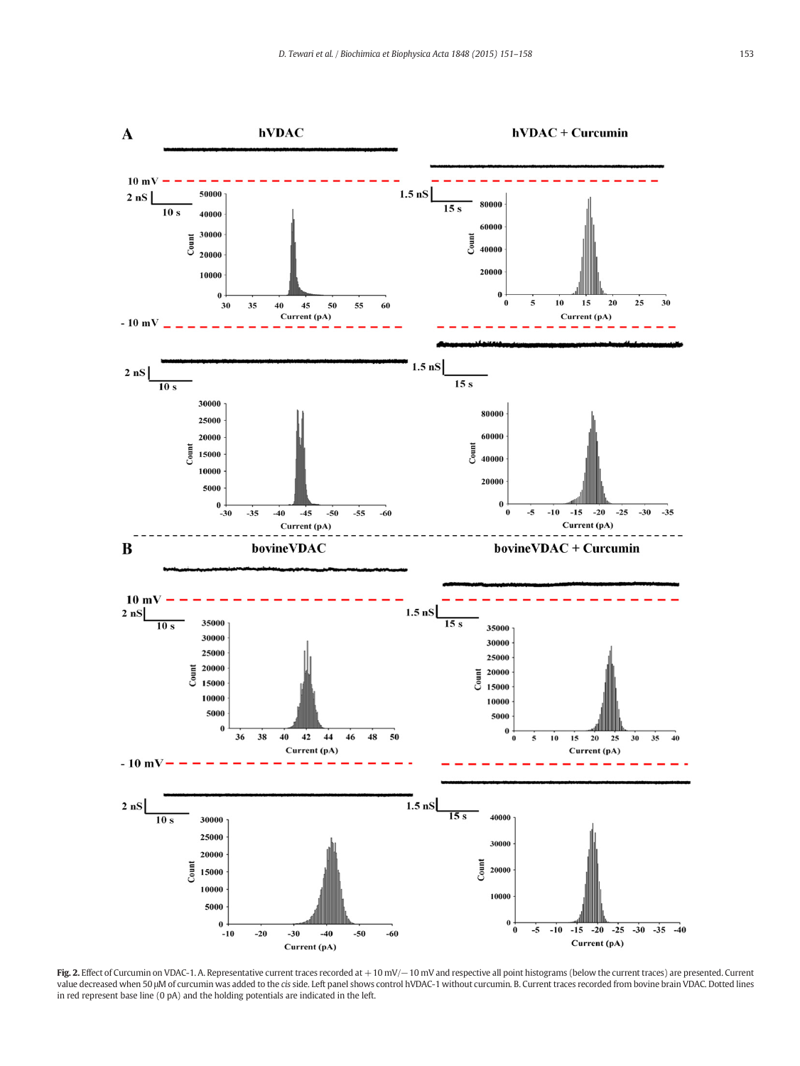**Fig. 2.** Effect of Curcumin on VDAC-1. A. Representative current traces recorded at +10 mV/−10 mV and respective all point histograms (below the current traces) are presented. Current value decreased when 50 μM of curcumin was added to the *cis* side. Left panel shows control hVDAC-1 without curcumin. B. Current traces recorded from bovine brain VDAC. Dotted lines in red represent base line (0 pA) and the holding potentials are indicated in the left.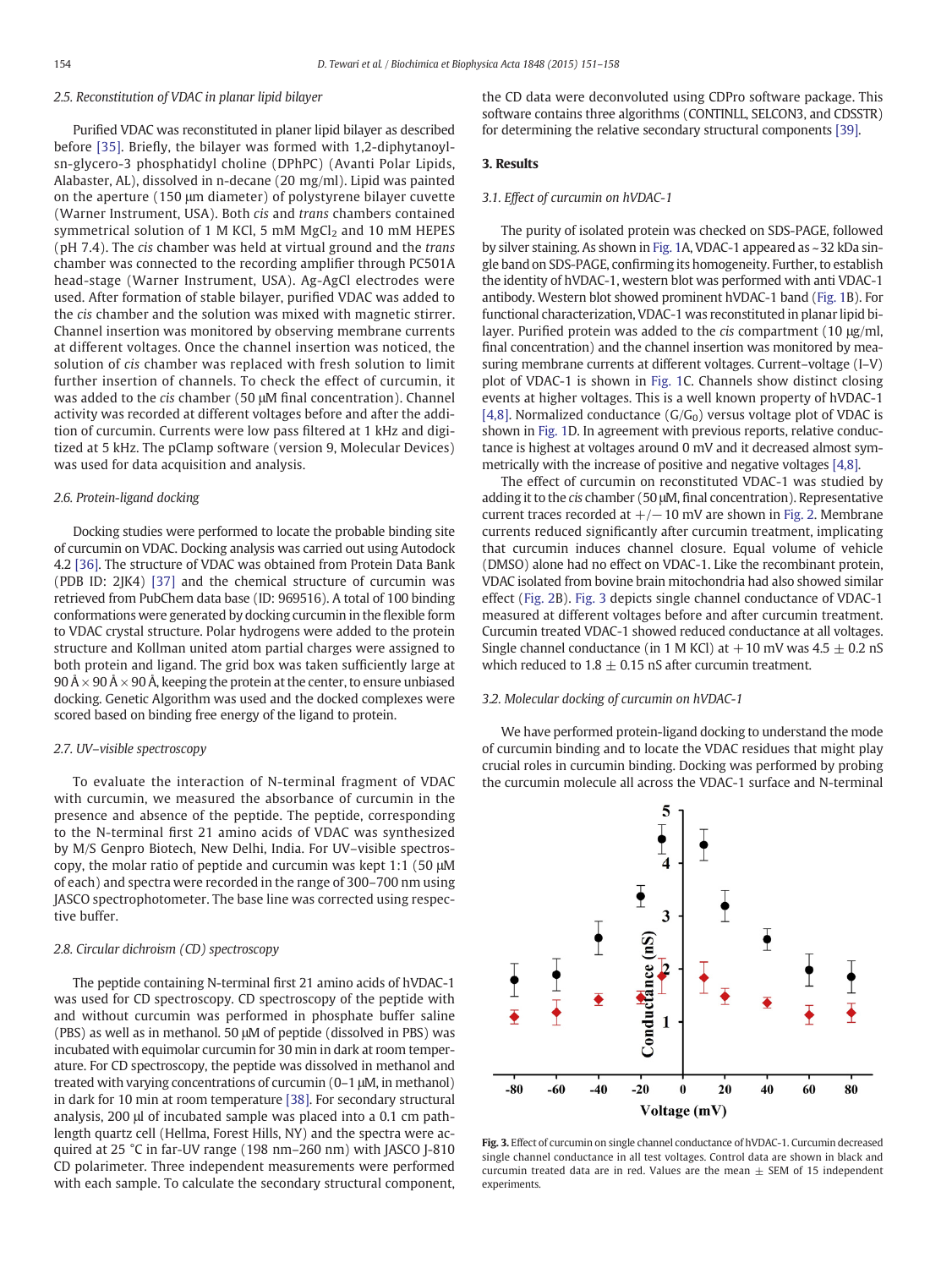### 2.5. Reconstitution of VDAC in planar lipid bilayer

Purified VDAC was reconstituted in planer lipid bilayer as described before [35]. Briefly, the bilayer was formed with 1,2-diphytanoyl-sn-glycero-3 phosphatidyl choline (DPhPC) (Avanti Polar Lipids, Alabaster, AL), dissolved in n-decane (20 mg/ml). Lipid was painted on the aperture (150 μm diameter) of polystyrene bilayer cuvette (Warner Instrument, USA). Both *cis* and *trans* chambers contained symmetrical solution of 1 M KCl, 5 mM $MgCl_2$ and 10 mM HEPES (pH 7.4). The *cis* chamber was held at virtual ground and the *trans* chamber was connected to the recording amplifier through PC501A head-stage (Warner Instrument, USA). Ag-AgCl electrodes were used. After formation of stable bilayer, purified VDAC was added to the *cis* chamber and the solution was mixed with magnetic stirrer. Channel insertion was monitored by observing membrane currents at different voltages. Once the channel insertion was noticed, the solution of *cis* chamber was replaced with fresh solution to limit further insertion of channels. To check the effect of curcumin, it was added to the *cis* chamber (50 μM final concentration). Channel activity was recorded at different voltages before and after the addition of curcumin. Currents were low pass filtered at 1 kHz and digitized at 5 kHz. The pClamp software (version 9, Molecular Devices) was used for data acquisition and analysis.

### 2.6. Protein-ligand docking

Docking studies were performed to locate the probable binding site of curcumin on VDAC. Docking analysis was carried out using Autodock 4.2 [36]. The structure of VDAC was obtained from Protein Data Bank (PDB ID: 2JK4) [37] and the chemical structure of curcumin was retrieved from PubChem data base (ID: 969516). A total of 100 binding conformations were generated by docking curcumin in the flexible form to VDAC crystal structure. Polar hydrogens were added to the protein structure and Kollman united atom partial charges were assigned to both protein and ligand. The grid box was taken sufficiently large at 90 Å × 90 Å × 90 Å, keeping the protein at the center, to ensure unbiased docking. Genetic Algorithm was used and the docked complexes were scored based on binding free energy of the ligand to protein.

### 2.7. UV–visible spectroscopy

To evaluate the interaction of N-terminal fragment of VDAC with curcumin, we measured the absorbance of curcumin in the presence and absence of the peptide. The peptide, corresponding to the N-terminal first 21 amino acids of VDAC was synthesized by M/S Genpro Biotech, New Delhi, India. For UV–visible spectroscopy, the molar ratio of peptide and curcumin was kept 1:1 (50 μM of each) and spectra were recorded in the range of 300–700 nm using JASCO spectrophotometer. The base line was corrected using respective buffer.

### 2.8. Circular dichroism (CD) spectroscopy

The peptide containing N-terminal first 21 amino acids of hVDAC-1 was used for CD spectroscopy. CD spectroscopy of the peptide with and without curcumin was performed in phosphate buffer saline (PBS) as well as in methanol. 50 μM of peptide (dissolved in PBS) was incubated with equimolar curcumin for 30 min in dark at room temperature. For CD spectroscopy, the peptide was dissolved in methanol and treated with varying concentrations of curcumin (0–1 μM, in methanol) in dark for 10 min at room temperature [38]. For secondary structural analysis, 200 μl of incubated sample was placed into a 0.1 cm path-length quartz cell (Hellma, Forest Hills, NY) and the spectra were acquired at 25 °C in far-UV range (198 nm–260 nm) with JASCO J-810 CD polarimeter. Three independent measurements were performed with each sample. To calculate the secondary structural component, the CD data were deconvoluted using CDPro software package. This software contains three algorithms (CONTINLL, SELCON3, and CDSSTR) for determining the relative secondary structural components [39].

## 3. Results

### 3.1. Effect of curcumin on hVDAC-1

The purity of isolated protein was checked on SDS-PAGE, followed by silver staining. As shown in Fig. 1A, VDAC-1 appeared as ~32 kDa single band on SDS-PAGE, confirming its homogeneity. Further, to establish the identity of hVDAC-1, western blot was performed with anti VDAC-1 antibody. Western blot showed prominent hVDAC-1 band (Fig. 1B). For functional characterization, VDAC-1 was reconstituted in planar lipid bilayer. Purified protein was added to the *cis* compartment (10 μg/ml, final concentration) and the channel insertion was monitored by measuring membrane currents at different voltages. Current–voltage (I–V) plot of VDAC-1 is shown in Fig. 1C. Channels show distinct closing events at higher voltages. This is a well known property of hVDAC-1 [4,8]. Normalized conductance ($G/G_0$) versus voltage plot of VDAC is shown in Fig. 1D. In agreement with previous reports, relative conductance is highest at voltages around 0 mV and it decreased almost symmetrically with the increase of positive and negative voltages [4,8].

The effect of curcumin on reconstituted VDAC-1 was studied by adding it to the *cis* chamber (50 μM, final concentration). Representative current traces recorded at +/− 10 mV are shown in Fig. 2. Membrane currents reduced significantly after curcumin treatment, implicating that curcumin induces channel closure. Equal volume of vehicle (DMSO) alone had no effect on VDAC-1. Like the recombinant protein, VDAC isolated from bovine brain mitochondria had also showed similar effect (Fig. 2B). Fig. 3 depicts single channel conductance of VDAC-1 measured at different voltages before and after curcumin treatment. Curcumin treated VDAC-1 showed reduced conductance at all voltages. Single channel conductance (in 1 M KCl) at +10 mV was 4.5 ± 0.2 nS which reduced to 1.8 ± 0.15 nS after curcumin treatment.

### 3.2. Molecular docking of curcumin on hVDAC-1

We have performed protein-ligand docking to understand the mode of curcumin binding and to locate the VDAC residues that might play crucial roles in curcumin binding. Docking was performed by probing the curcumin molecule all across the VDAC-1 surface and N-terminal

**Fig. 3.** Effect of curcumin on single channel conductance of hVDAC-1. Curcumin decreased single channel conductance in all test voltages. Control data are shown in black and curcumin treated data are in red. Values are the mean ± SEM of 15 independent experiments.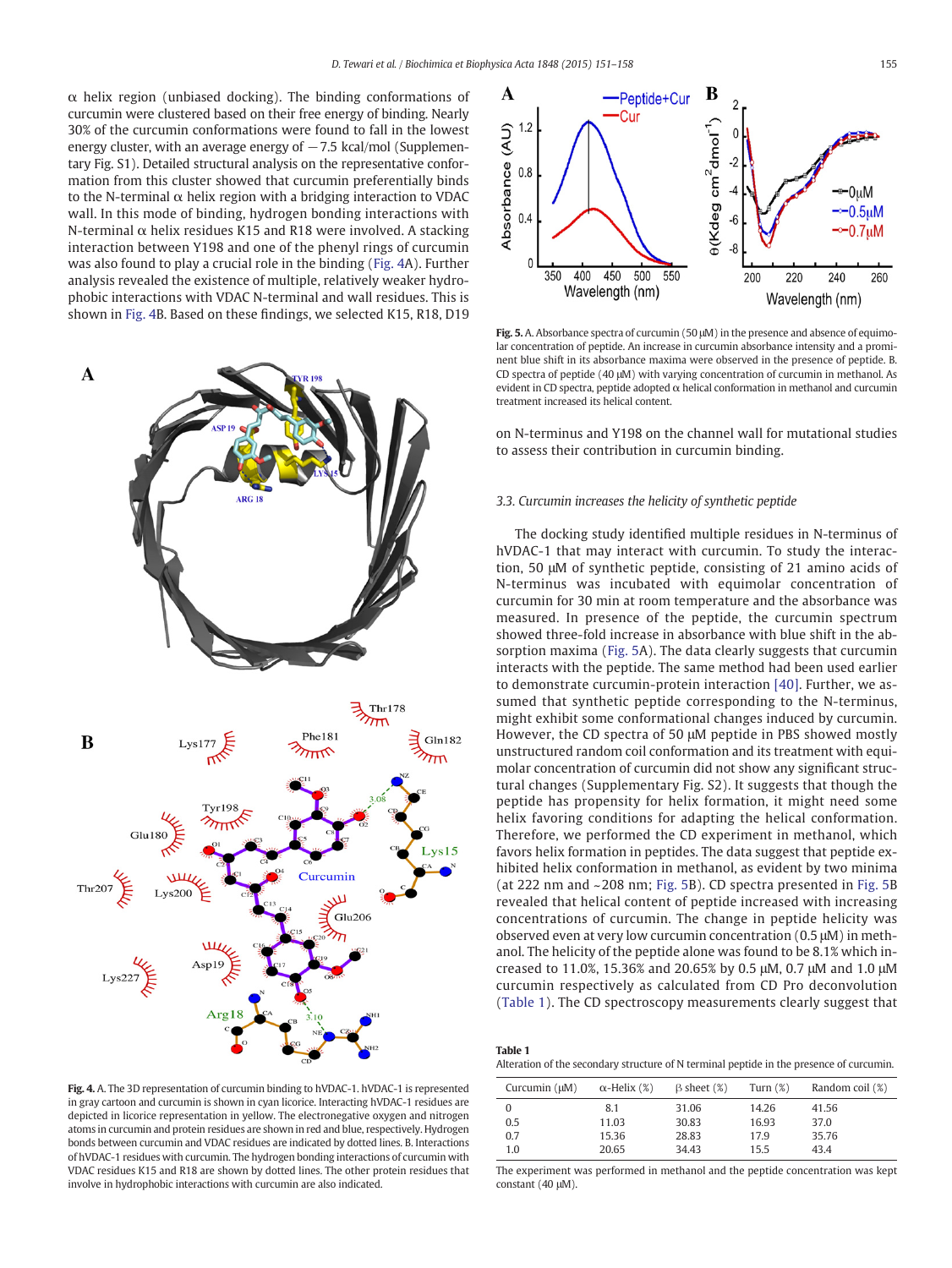α helix region (unbiased docking). The binding conformations of curcumin were clustered based on their free energy of binding. Nearly 30% of the curcumin conformations were found to fall in the lowest energy cluster, with an average energy of −7.5 kcal/mol (Supplementary Fig. S1). Detailed structural analysis on the representative conformation from this cluster showed that curcumin preferentially binds to the N-terminal α helix region with a bridging interaction to VDAC wall. In this mode of binding, hydrogen bonding interactions with N-terminal α helix residues K15 and R18 were involved. A stacking interaction between Y198 and one of the phenyl rings of curcumin was also found to play a crucial role in the binding (Fig. 4A). Further analysis revealed the existence of multiple, relatively weaker hydrophobic interactions with VDAC N-terminal and wall residues. This is shown in Fig. 4B. Based on these findings, we selected K15, R18, D19 on N-terminus and Y198 on the channel wall for mutational studies to assess their contribution in curcumin binding.

**Fig. 4.** A. The 3D representation of curcumin binding to hVDAC-1. hVDAC-1 is represented in gray cartoon and curcumin is shown in cyan licorice. Interacting hVDAC-1 residues are depicted in licorice representation in yellow. The electronegative oxygen and nitrogen atoms in curcumin and protein residues are shown in red and blue, respectively. Hydrogen bonds between curcumin and VDAC residues are indicated by dotted lines. B. Interactions of hVDAC-1 residues with curcumin. The hydrogen bonding interactions of curcumin with VDAC residues K15 and R18 are shown by dotted lines. The other protein residues that involve in hydrophobic interactions with curcumin are also indicated.

**Fig. 5.** A. Absorbance spectra of curcumin (50 μM) in the presence and absence of equimolar concentration of peptide. An increase in curcumin absorbance intensity and a prominent blue shift in its absorbance maxima were observed in the presence of peptide. B. CD spectra of peptide (40 μM) with varying concentration of curcumin in methanol. As evident in CD spectra, peptide adopted α helical conformation in methanol and curcumin treatment increased its helical content.

### 3.3. Curcumin increases the helicity of synthetic peptide

The docking study identified multiple residues in N-terminus of hVDAC-1 that may interact with curcumin. To study the interaction, 50 μM of synthetic peptide, consisting of 21 amino acids of N-terminus was incubated with equimolar concentration of curcumin for 30 min at room temperature and the absorbance was measured. In presence of the peptide, the curcumin spectrum showed three-fold increase in absorbance with blue shift in the absorption maxima (Fig. 5A). The data clearly suggests that curcumin interacts with the peptide. The same method had been used earlier to demonstrate curcumin-protein interaction [40]. Further, we assumed that synthetic peptide corresponding to the N-terminus, might exhibit some conformational changes induced by curcumin. However, the CD spectra of 50 μM peptide in PBS showed mostly unstructured random coil conformation and its treatment with equimolar concentration of curcumin did not show any significant structural changes (Supplementary Fig. S2). It suggests that though the peptide has propensity for helix formation, it might need some helix favoring conditions for adapting the helical conformation. Therefore, we performed the CD experiment in methanol, which favors helix formation in peptides. The data suggest that peptide exhibited helix conformation in methanol, as evident by two minima (at 222 nm and ~208 nm; Fig. 5B). CD spectra presented in Fig. 5B revealed that helical content of peptide increased with increasing concentrations of curcumin. The change in peptide helicity was observed even at very low curcumin concentration (0.5 μM) in methanol. The helicity of the peptide alone was found to be 8.1% which increased to 11.0%, 15.36% and 20.65% by 0.5 μM, 0.7 μM and 1.0 μM curcumin respectively as calculated from CD Pro deconvolution (Table 1). The CD spectroscopy measurements clearly suggest that

**Table 1**
Alteration of the secondary structure of N terminal peptide in the presence of curcumin.

| Curcumin (μM) | α-Helix (%) | β sheet (%) | Turn (%) | Random coil (%) |
|---|---|---|---|---|
| 0 | 8.1 | 31.06 | 14.26 | 41.56 |
| 0.5 | 11.03 | 30.83 | 16.93 | 37.0 |
| 0.7 | 15.36 | 28.83 | 17.9 | 35.76 |
| 1.0 | 20.65 | 34.43 | 15.5 | 43.4 |

The experiment was performed in methanol and the peptide concentration was kept constant (40 μM).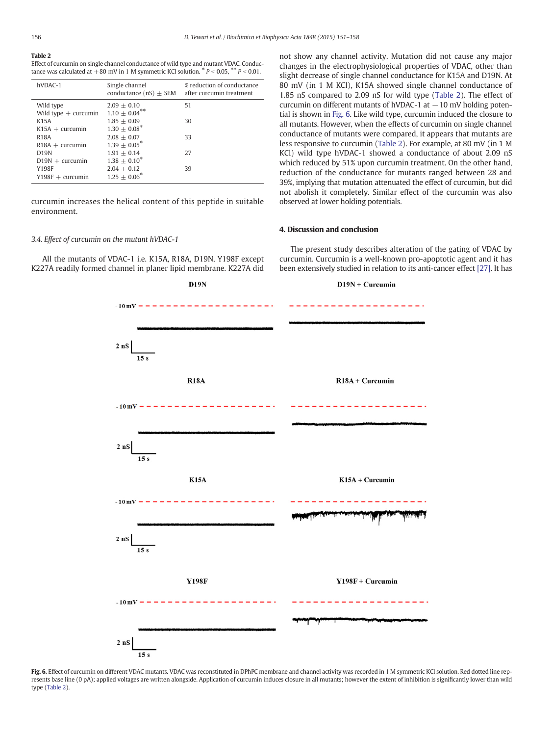**Table 2**
Effect of curcumin on single channel conductance of wild type and mutant VDAC. Conductance was calculated at +80 mV in 1 M symmetric KCl solution. * $P < 0.05$, ** $P < 0.01$.

| hVDAC-1 | Single channel conductance (nS) ± SEM | % reduction of conductance after curcumin treatment |
|---|---|---|
| Wild type | 2.09 ± 0.10 | 51 |
| Wild type + curcumin | 1.10 ± 0.04** | |
| K15A | 1.85 ± 0.09 | 30 |
| K15A + curcumin | 1.30 ± 0.08* | |
| R18A | 2.08 ± 0.07 | 33 |
| R18A + curcumin | 1.39 ± 0.05* | |
| D19N | 1.91 ± 0.14 | 27 |
| D19N + curcumin | 1.38 ± 0.10* | |
| Y198F | 2.04 ± 0.12 | 39 |
| Y198F + curcumin | 1.25 ± 0.06* | |

curcumin increases the helical content of this peptide in suitable environment.

### *3.4. Effect of curcumin on the mutant hVDAC-1*

All the mutants of VDAC-1 i.e. K15A, R18A, D19N, Y198F except K227A readily formed channel in planer lipid membrane. K227A did not show any channel activity. Mutation did not cause any major changes in the electrophysiological properties of VDAC, other than slight decrease of single channel conductance for K15A and D19N. At 80 mV (in 1 M KCl), K15A showed single channel conductance of 1.85 nS compared to 2.09 nS for wild type (Table 2). The effect of curcumin on different mutants of hVDAC-1 at −10 mV holding potential is shown in Fig. 6. Like wild type, curcumin induced the closure to all mutants. However, when the effects of curcumin on single channel conductance of mutants were compared, it appears that mutants are less responsive to curcumin (Table 2). For example, at 80 mV (in 1 M KCl) wild type hVDAC-1 showed a conductance of about 2.09 nS which reduced by 51% upon curcumin treatment. On the other hand, reduction of the conductance for mutants ranged between 28 and 39%, implying that mutation attenuated the effect of curcumin, but did not abolish it completely. Similar effect of the curcumin was also observed at lower holding potentials.

## 4. Discussion and conclusion

The present study describes alteration of the gating of VDAC by curcumin. Curcumin is a well-known pro-apoptotic agent and it has been extensively studied in relation to its anti-cancer effect [27]. It has

**Fig. 6.** Effect of curcumin on different VDAC mutants. VDAC was reconstituted in DPhPC membrane and channel activity was recorded in 1 M symmetric KCl solution. Red dotted line represents base line (0 pA); applied voltages are written alongside. Application of curcumin induces closure in all mutants; however the extent of inhibition is significantly lower than wild type (Table 2).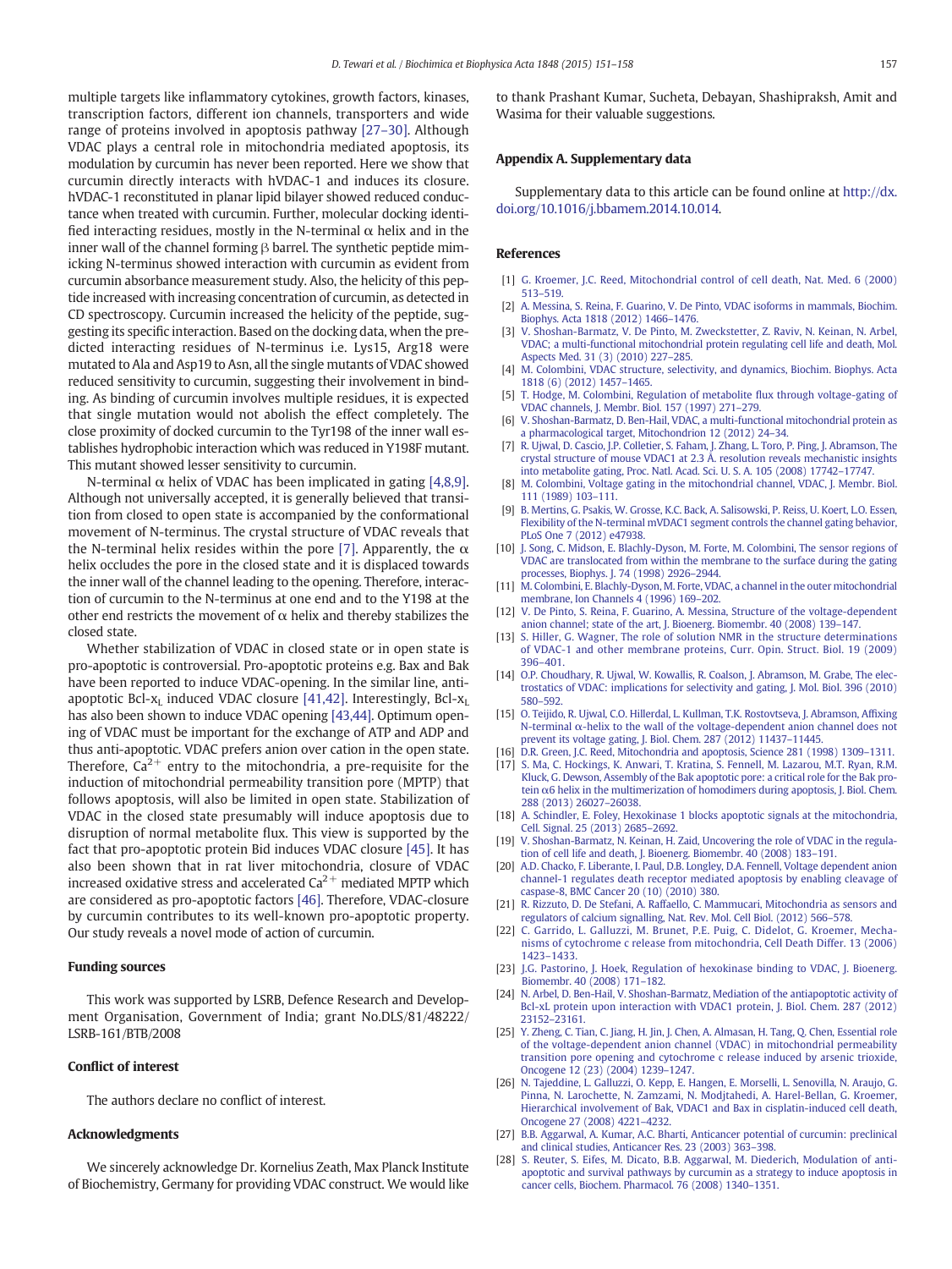multiple targets like inflammatory cytokines, growth factors, kinases, transcription factors, different ion channels, transporters and wide range of proteins involved in apoptosis pathway [27–30]. Although VDAC plays a central role in mitochondria mediated apoptosis, its modulation by curcumin has never been reported. Here we show that curcumin directly interacts with hVDAC-1 and induces its closure. hVDAC-1 reconstituted in planar lipid bilayer showed reduced conductance when treated with curcumin. Further, molecular docking identified interacting residues, mostly in the N-terminal α helix and in the inner wall of the channel forming β barrel. The synthetic peptide mimicking N-terminus showed interaction with curcumin as evident from curcumin absorbance measurement study. Also, the helicity of this peptide increased with increasing concentration of curcumin, as detected in CD spectroscopy. Curcumin increased the helicity of the peptide, suggesting its specific interaction. Based on the docking data, when the predicted interacting residues of N-terminus i.e. Lys15, Arg18 were mutated to Ala and Asp19 to Asn, all the single mutants of VDAC showed reduced sensitivity to curcumin, suggesting their involvement in binding. As binding of curcumin involves multiple residues, it is expected that single mutation would not abolish the effect completely. The close proximity of docked curcumin to the Tyr198 of the inner wall establishes hydrophobic interaction which was reduced in Y198F mutant. This mutant showed lesser sensitivity to curcumin.

N-terminal α helix of VDAC has been implicated in gating [4,8,9]. Although not universally accepted, it is generally believed that transition from closed to open state is accompanied by the conformational movement of N-terminus. The crystal structure of VDAC reveals that the N-terminal helix resides within the pore [7]. Apparently, the α helix occludes the pore in the closed state and it is displaced towards the inner wall of the channel leading to the opening. Therefore, interaction of curcumin to the N-terminus at one end and to the Y198 at the other end restricts the movement of α helix and thereby stabilizes the closed state.

Whether stabilization of VDAC in closed state or in open state is pro-apoptotic is controversial. Pro-apoptotic proteins e.g. Bax and Bak have been reported to induce VDAC-opening. In the similar line, anti-apoptotic Bcl-$x_L$ induced VDAC closure [41,42]. Interestingly, Bcl-$x_L$ has also been shown to induce VDAC opening [43,44]. Optimum opening of VDAC must be important for the exchange of ATP and ADP and thus anti-apoptotic. VDAC prefers anion over cation in the open state. Therefore, $Ca^{2+}$ entry to the mitochondria, a pre-requisite for the induction of mitochondrial permeability transition pore (MPTP) that follows apoptosis, will also be limited in open state. Stabilization of VDAC in the closed state presumably will induce apoptosis due to disruption of normal metabolite flux. This view is supported by the fact that pro-apoptotic protein Bid induces VDAC closure [45]. It has also been shown that in rat liver mitochondria, closure of VDAC increased oxidative stress and accelerated $Ca^{2+}$ mediated MPTP which are considered as pro-apoptotic factors [46]. Therefore, VDAC-closure by curcumin contributes to its well-known pro-apoptotic property. Our study reveals a novel mode of action of curcumin.

## Funding sources

This work was supported by LSRB, Defence Research and Development Organisation, Government of India; grant No.DLS/81/48222/LSRB-161/BTB/2008

## Conflict of interest

The authors declare no conflict of interest.

## Acknowledgments

We sincerely acknowledge Dr. Kornelius Zeath, Max Planck Institute of Biochemistry, Germany for providing VDAC construct. We would like to thank Prashant Kumar, Sucheta, Debayan, Shashipraksh, Amit and Wasima for their valuable suggestions.

## Appendix A. Supplementary data

Supplementary data to this article can be found online at http://dx.doi.org/10.1016/j.bbamem.2014.10.014.

## References

[1] G. Kroemer, J.C. Reed, Mitochondrial control of cell death, Nat. Med. 6 (2000) 513–519.
[2] A. Messina, S. Reina, F. Guarino, V. De Pinto, VDAC isoforms in mammals, Biochim. Biophys. Acta 1818 (2012) 1466–1476.
[3] V. Shoshan-Barmatz, V. De Pinto, M. Zweckstetter, Z. Raviv, N. Keinan, N. Arbel, VDAC; a multi-functional mitochondrial protein regulating cell life and death, Mol. Aspects Med. 31 (3) (2010) 227–285.
[4] M. Colombini, VDAC structure, selectivity, and dynamics, Biochim. Biophys. Acta 1818 (6) (2012) 1457–1465.
[5] T. Hodge, M. Colombini, Regulation of metabolite flux through voltage-gating of VDAC channels, J. Membr. Biol. 157 (1997) 271–279.
[6] V. Shoshan-Barmatz, D. Ben-Hail, VDAC, a multi-functional mitochondrial protein as a pharmacological target, Mitochondrion 12 (2012) 24–34.
[7] R. Ujwal, D. Cascio, J.P. Colletier, S. Faham, J. Zhang, L. Toro, P. Ping, J. Abramson, The crystal structure of mouse VDAC1 at 2.3 Å. resolution reveals mechanistic insights into metabolite gating, Proc. Natl. Acad. Sci. U. S. A. 105 (2008) 17742–17747.
[8] M. Colombini, Voltage gating in the mitochondrial channel, VDAC, J. Membr. Biol. 111 (1989) 103–111.
[9] B. Mertins, G. Psakis, W. Grosse, K.C. Back, A. Salisowski, P. Reiss, U. Koert, L.O. Essen, Flexibility of the N-terminal mVDAC1 segment controls the channel gating behavior, PLoS One 7 (2012) e47938.
[10] J. Song, C. Midson, E. Blachly-Dyson, M. Forte, M. Colombini, The sensor regions of VDAC are translocated from within the membrane to the surface during the gating processes, Biophys. J. 74 (1998) 2926–2944.
[11] M. Colombini, E. Blachly-Dyson, M. Forte, VDAC, a channel in the outer mitochondrial membrane, Ion Channels 4 (1996) 169–202.
[12] V. De Pinto, S. Reina, F. Guarino, A. Messina, Structure of the voltage-dependent anion channel; state of the art, J. Bioenerg. Biomembr. 40 (2008) 139–147.
[13] S. Hiller, G. Wagner, The role of solution NMR in the structure determinations of VDAC-1 and other membrane proteins, Curr. Opin. Struct. Biol. 19 (2009) 396–401.
[14] O.P. Choudhary, R. Ujwal, W. Kowallis, R. Coalson, J. Abramson, M. Grabe, The electrostatics of VDAC: implications for selectivity and gating, J. Mol. Biol. 396 (2010) 580–592.
[15] O. Teijido, R. Ujwal, C.O. Hillerdal, L. Kullman, T.K. Rostovtseva, J. Abramson, Affixing N-terminal α-helix to the wall of the voltage-dependent anion channel does not prevent its voltage gating, J. Biol. Chem. 287 (2012) 11437–11445.
[16] D.R. Green, J.C. Reed, Mitochondria and apoptosis, Science 281 (1998) 1309–1311.
[17] S. Ma, C. Hockings, K. Anwari, T. Kratina, S. Fennell, M. Lazarou, M.T. Ryan, R.M. Kluck, G. Dewson, Assembly of the Bak apoptotic pore: a critical role for the Bak protein α6 helix in the multimerization of homodimers during apoptosis, J. Biol. Chem. 288 (2013) 26027–26038.
[18] A. Schindler, E. Foley, Hexokinase 1 blocks apoptotic signals at the mitochondria, Cell. Signal. 25 (2013) 2685–2692.
[19] V. Shoshan-Barmatz, N. Keinan, H. Zaid, Uncovering the role of VDAC in the regulation of cell life and death, J. Bioenerg. Biomembr. 40 (2008) 183–191.
[20] A.D. Chacko, F. Liberante, I. Paul, D.B. Longley, D.A. Fennell, Voltage dependent anion channel-1 regulates death receptor mediated apoptosis by enabling cleavage of caspase-8, BMC Cancer 20 (10) (2010) 380.
[21] R. Rizzuto, D. De Stefani, A. Raffaello, C. Mammucari, Mitochondria as sensors and regulators of calcium signalling, Nat. Rev. Mol. Cell Biol. (2012) 566–578.
[22] C. Garrido, L. Galluzzi, M. Brunet, P.E. Puig, C. Didelot, G. Kroemer, Mechanisms of cytochrome c release from mitochondria, Cell Death Differ. 13 (2006) 1423–1433.
[23] J.G. Pastorino, J. Hoek, Regulation of hexokinase binding to VDAC, J. Bioenerg. Biomembr. 40 (2008) 171–182.
[24] N. Arbel, D. Ben-Hail, V. Shoshan-Barmatz, Mediation of the antiapoptotic activity of Bcl-xL protein upon interaction with VDAC1 protein, J. Biol. Chem. 287 (2012) 23152–23161.
[25] Y. Zheng, C. Tian, C. Jiang, H. Jin, J. Chen, A. Almasan, H. Tang, Q. Chen, Essential role of the voltage-dependent anion channel (VDAC) in mitochondrial permeability transition pore opening and cytochrome c release induced by arsenic trioxide, Oncogene 12 (23) (2004) 1239–1247.
[26] N. Tajeddine, L. Galluzzi, O. Kepp, E. Hangen, E. Morselli, L. Senovilla, N. Araujo, G. Pinna, N. Larochette, N. Zamzami, N. Modjtahedi, A. Harel-Bellan, G. Kroemer, Hierarchical involvement of Bak, VDAC1 and Bax in cisplatin-induced cell death, Oncogene 27 (2008) 4221–4232.
[27] B.B. Aggarwal, A. Kumar, A.C. Bharti, Anticancer potential of curcumin: preclinical and clinical studies, Anticancer Res. 23 (2003) 363–398.
[28] S. Reuter, S. Eifes, M. Dicato, B.B. Aggarwal, M. Diederich, Modulation of anti-apoptotic and survival pathways by curcumin as a strategy to induce apoptosis in cancer cells, Biochem. Pharmacol. 76 (2008) 1340–1351.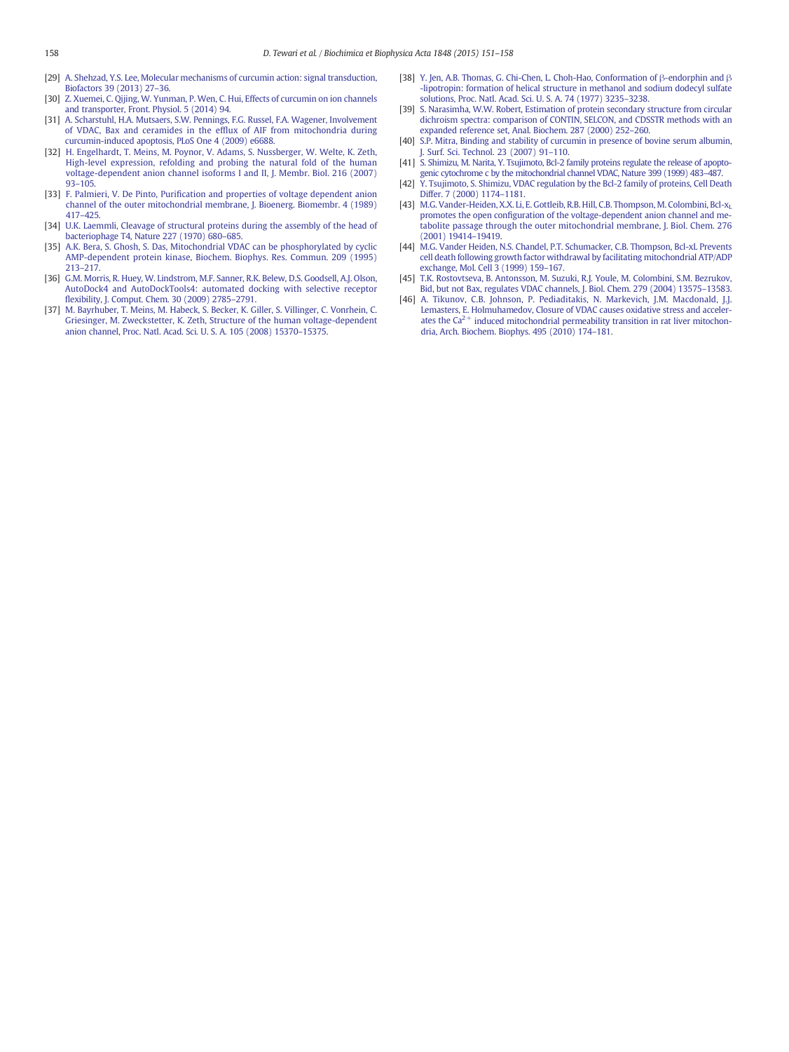[29] A. Shehzad, Y.S. Lee, Molecular mechanisms of curcumin action: signal transduction, Biofactors 39 (2013) 27–36.

[30] Z. Xuemei, C. Qijing, W. Yunman, P. Wen, C. Hui, Effects of curcumin on ion channels and transporter, Front. Physiol. 5 (2014) 94.

[31] A. Scharstuhl, H.A. Mutsaers, S.W. Pennings, F.G. Russel, F.A. Wagener, Involvement of VDAC, Bax and ceramides in the efflux of AIF from mitochondria during curcumin-induced apoptosis, PLoS One 4 (2009) e6688.

[32] H. Engelhardt, T. Meins, M. Poynor, V. Adams, S. Nussberger, W. Welte, K. Zeth, High-level expression, refolding and probing the natural fold of the human voltage-dependent anion channel isoforms I and II, J. Membr. Biol. 216 (2007) 93–105.

[33] F. Palmieri, V. De Pinto, Purification and properties of voltage dependent anion channel of the outer mitochondrial membrane, J. Bioenerg. Biomembr. 4 (1989) 417–425.

[34] U.K. Laemmli, Cleavage of structural proteins during the assembly of the head of bacteriophage T4, Nature 227 (1970) 680–685.

[35] A.K. Bera, S. Ghosh, S. Das, Mitochondrial VDAC can be phosphorylated by cyclic AMP-dependent protein kinase, Biochem. Biophys. Res. Commun. 209 (1995) 213–217.

[36] G.M. Morris, R. Huey, W. Lindstrom, M.F. Sanner, R.K. Belew, D.S. Goodsell, A.J. Olson, AutoDock4 and AutoDockTools4: automated docking with selective receptor flexibility, J. Comput. Chem. 30 (2009) 2785–2791.

[37] M. Bayrhuber, T. Meins, M. Habeck, S. Becker, K. Giller, S. Villinger, C. Vonrhein, C. Griesinger, M. Zweckstetter, K. Zeth, Structure of the human voltage-dependent anion channel, Proc. Natl. Acad. Sci. U. S. A. 105 (2008) 15370–15375.

[38] Y. Jen, A.B. Thomas, G. Chi-Chen, L. Choh-Hao, Conformation of β-endorphin and β-lipotropin: formation of helical structure in methanol and sodium dodecyl sulfate solutions, Proc. Natl. Acad. Sci. U. S. A. 74 (1977) 3235–3238.

[39] S. Narasimha, W.W. Robert, Estimation of protein secondary structure from circular dichroism spectra: comparison of CONTIN, SELCON, and CDSSTR methods with an expanded reference set, Anal. Biochem. 287 (2000) 252–260.

[40] S.P. Mitra, Binding and stability of curcumin in presence of bovine serum albumin, J. Surf. Sci. Technol. 23 (2007) 91–110.

[41] S. Shimizu, M. Narita, Y. Tsujimoto, Bcl-2 family proteins regulate the release of apoptogenic cytochrome c by the mitochondrial channel VDAC, Nature 399 (1999) 483–487.

[42] Y. Tsujimoto, S. Shimizu, VDAC regulation by the Bcl-2 family of proteins, Cell Death Differ. 7 (2000) 1174–1181.

[43] M.G. Vander-Heiden, X.X. Li, E. Gottleib, R.B. Hill, C.B. Thompson, M. Colombini, Bcl-$x_L$ promotes the open configuration of the voltage-dependent anion channel and metabolite passage through the outer mitochondrial membrane, J. Biol. Chem. 276 (2001) 19414–19419.

[44] M.G. Vander Heiden, N.S. Chandel, P.T. Schumacker, C.B. Thompson, Bcl-xL Prevents cell death following growth factor withdrawal by facilitating mitochondrial ATP/ADP exchange, Mol. Cell 3 (1999) 159–167.

[45] T.K. Rostovtseva, B. Antonsson, M. Suzuki, R.J. Youle, M. Colombini, S.M. Bezrukov, Bid, but not Bax, regulates VDAC channels, J. Biol. Chem. 279 (2004) 13575–13583.

[46] A. Tikunov, C.B. Johnson, P. Pediaditakis, N. Markevich, J.M. Macdonald, J.J. Lemasters, E. Holmuhamedov, Closure of VDAC causes oxidative stress and accelerates the $Ca^{2+}$ induced mitochondrial permeability transition in rat liver mitochondria, Arch. Biochem. Biophys. 495 (2010) 174–181.